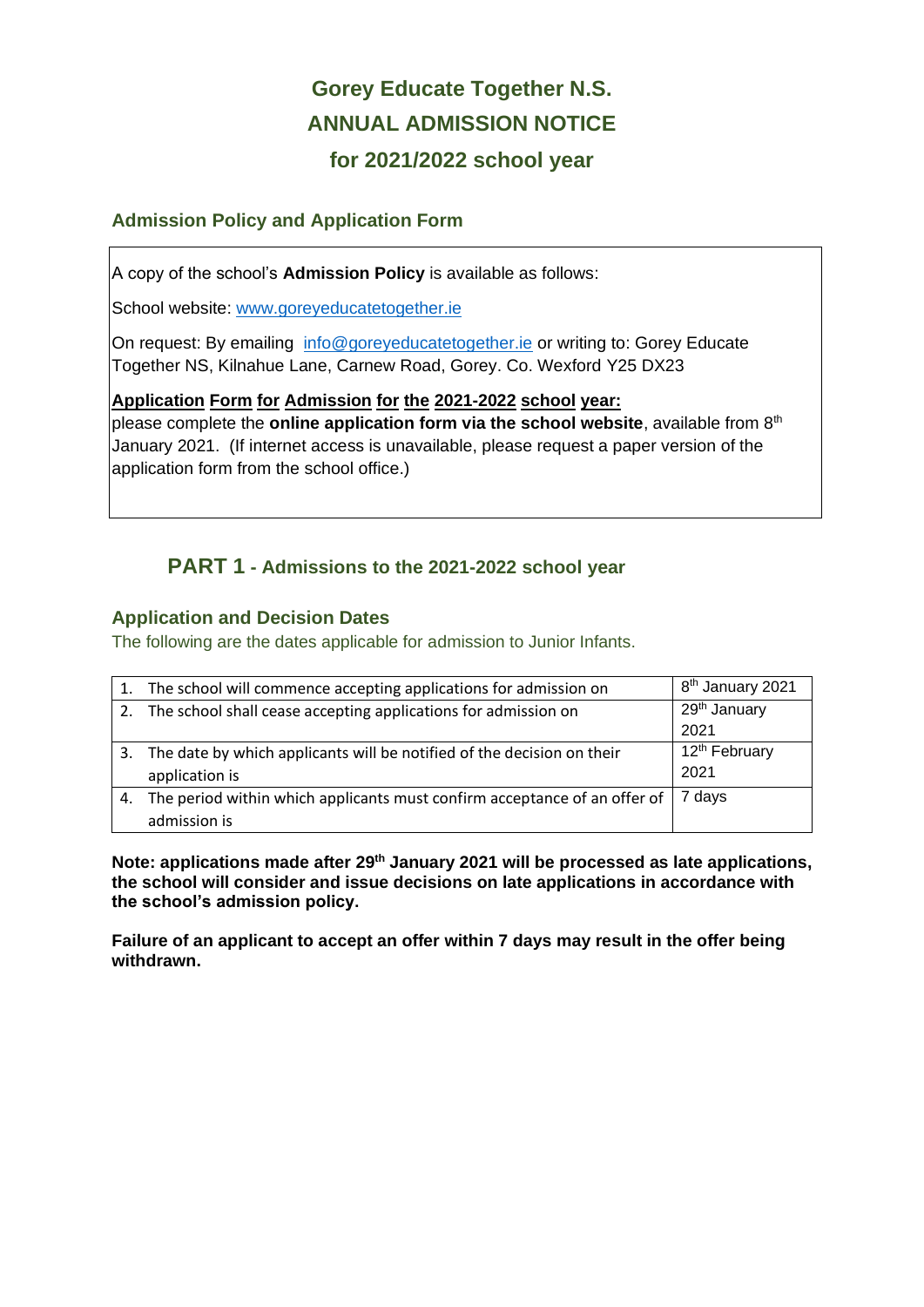# Gorey Educate Together N.S.
# ANNUAL ADMISSION NOTICE
# for 2021/2022 school year

### Admission Policy and Application Form

A copy of the school's **Admission Policy** is available as follows:

School website: www.goreyeducatetogether.ie

On request: By emailing info@goreyeducatetogether.ie or writing to: Gorey Educate Together NS, Kilnahue Lane, Carnew Road, Gorey. Co. Wexford Y25 DX23

**Application Form for Admission for the 2021-2022 school year:**
please complete the **online application form via the school website**, available from 8th January 2021. (If internet access is unavailable, please request a paper version of the application form from the school office.)

## PART 1 - Admissions to the 2021-2022 school year

### Application and Decision Dates

The following are the dates applicable for admission to Junior Infants.

| | |
|---|---|
| 1. The school will commence accepting applications for admission on | 8th January 2021 |
| 2. The school shall cease accepting applications for admission on | 29th January 2021 |
| 3. The date by which applicants will be notified of the decision on their application is | 12th February 2021 |
| 4. The period within which applicants must confirm acceptance of an offer of admission is | 7 days |

**Note: applications made after 29th January 2021 will be processed as late applications, the school will consider and issue decisions on late applications in accordance with the school's admission policy.**

**Failure of an applicant to accept an offer within 7 days may result in the offer being withdrawn.**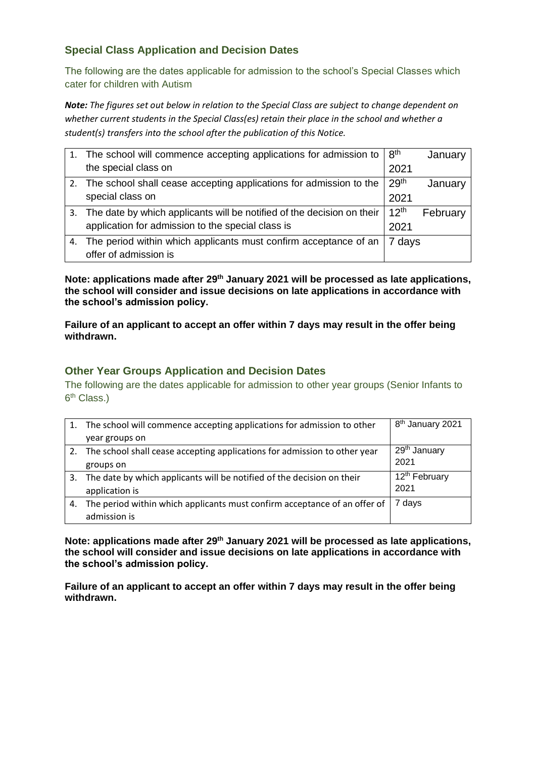## Special Class Application and Decision Dates

The following are the dates applicable for admission to the school's Special Classes which cater for children with Autism

***Note:*** *The figures set out below in relation to the Special Class are subject to change dependent on whether current students in the Special Class(es) retain their place in the school and whether a student(s) transfers into the school after the publication of this Notice.*

| | |
|---|---|
| 1. The school will commence accepting applications for admission to the special class on | 8th January 2021 |
| 2. The school shall cease accepting applications for admission to the special class on | 29th January 2021 |
| 3. The date by which applicants will be notified of the decision on their application for admission to the special class is | 12th February 2021 |
| 4. The period within which applicants must confirm acceptance of an offer of admission is | 7 days |

**Note: applications made after 29th January 2021 will be processed as late applications, the school will consider and issue decisions on late applications in accordance with the school's admission policy.**

**Failure of an applicant to accept an offer within 7 days may result in the offer being withdrawn.**

## Other Year Groups Application and Decision Dates

The following are the dates applicable for admission to other year groups (Senior Infants to 6th Class.)

| | |
|---|---|
| 1. The school will commence accepting applications for admission to other year groups on | 8th January 2021 |
| 2. The school shall cease accepting applications for admission to other year groups on | 29th January 2021 |
| 3. The date by which applicants will be notified of the decision on their application is | 12th February 2021 |
| 4. The period within which applicants must confirm acceptance of an offer of admission is | 7 days |

**Note: applications made after 29th January 2021 will be processed as late applications, the school will consider and issue decisions on late applications in accordance with the school's admission policy.**

**Failure of an applicant to accept an offer within 7 days may result in the offer being withdrawn.**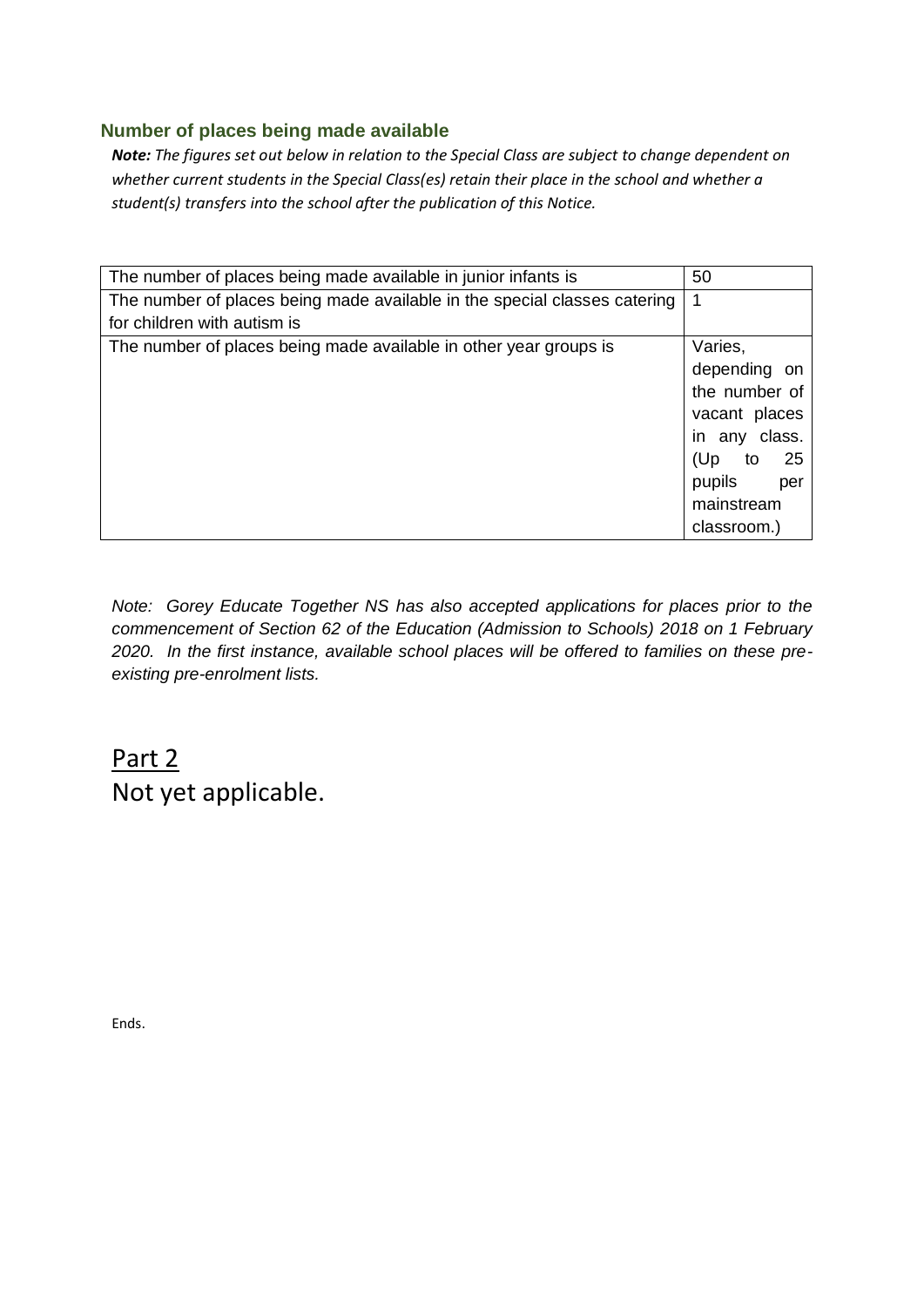### Number of places being made available

***Note:*** *The figures set out below in relation to the Special Class are subject to change dependent on whether current students in the Special Class(es) retain their place in the school and whether a student(s) transfers into the school after the publication of this Notice.*

| | |
|---|---|
| The number of places being made available in junior infants is | 50 |
| The number of places being made available in the special classes catering for children with autism is | 1 |
| The number of places being made available in other year groups is | Varies, depending on the number of vacant places in any class. (Up to 25 pupils per mainstream classroom.) |

*Note: Gorey Educate Together NS has also accepted applications for places prior to the commencement of Section 62 of the Education (Admission to Schools) 2018 on 1 February 2020. In the first instance, available school places will be offered to families on these pre-existing pre-enrolment lists.*

## Part 2

Not yet applicable.

Ends.